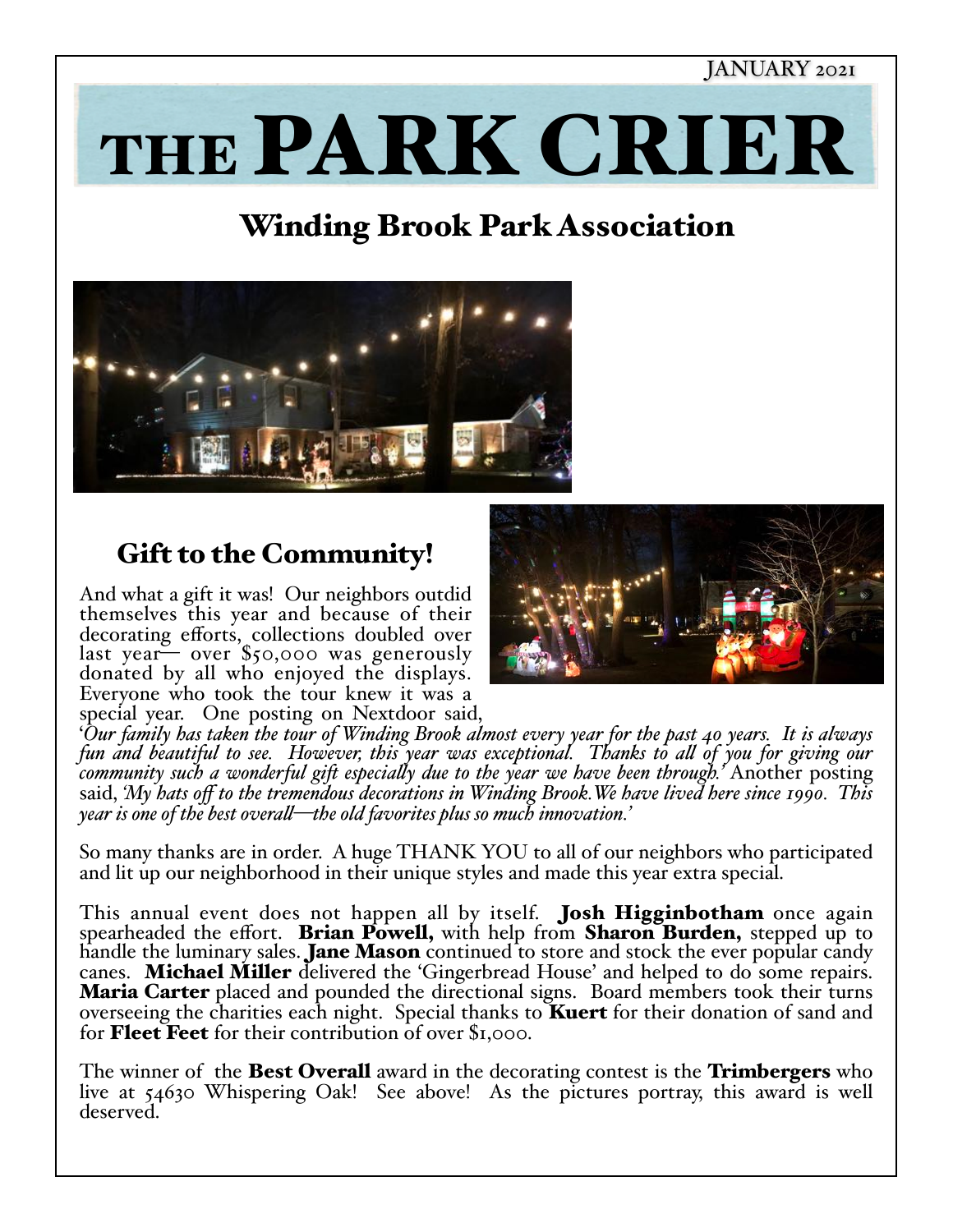JANUARY 2021

# THE PARK CRIER

## Winding Brook Park Association

### Gift to the Community!

And what a gift it was! Our neighbors outdid themselves this year and because of their decorating efforts, collections doubled over last year— over $50,000 was generously donated by all who enjoyed the displays. Everyone who took the tour knew it was a special year. One posting on Nextdoor said, '*Our family has taken the tour of Winding Brook almost every year for the past 40 years. It is always fun and beautiful to see. However, this year was exceptional. Thanks to all of you for giving our community such a wonderful gift especially due to the year we have been through.*' Another posting said, '*My hats off to the tremendous decorations in Winding Brook. We have lived here since 1990. This year is one of the best overall—the old favorites plus so much innovation.*'

So many thanks are in order. A huge THANK YOU to all of our neighbors who participated and lit up our neighborhood in their unique styles and made this year extra special.

This annual event does not happen all by itself. **Josh Higginbotham** once again spearheaded the effort. **Brian Powell,** with help from **Sharon Burden,** stepped up to handle the luminary sales. **Jane Mason** continued to store and stock the ever popular candy canes. **Michael Miller** delivered the 'Gingerbread House' and helped to do some repairs. **Maria Carter** placed and pounded the directional signs. Board members took their turns overseeing the charities each night. Special thanks to **Kuert** for their donation of sand and for **Fleet Feet** for their contribution of over $1,000.

The winner of the **Best Overall** award in the decorating contest is the **Trimbergers** who live at 54630 Whispering Oak! See above! As the pictures portray, this award is well deserved.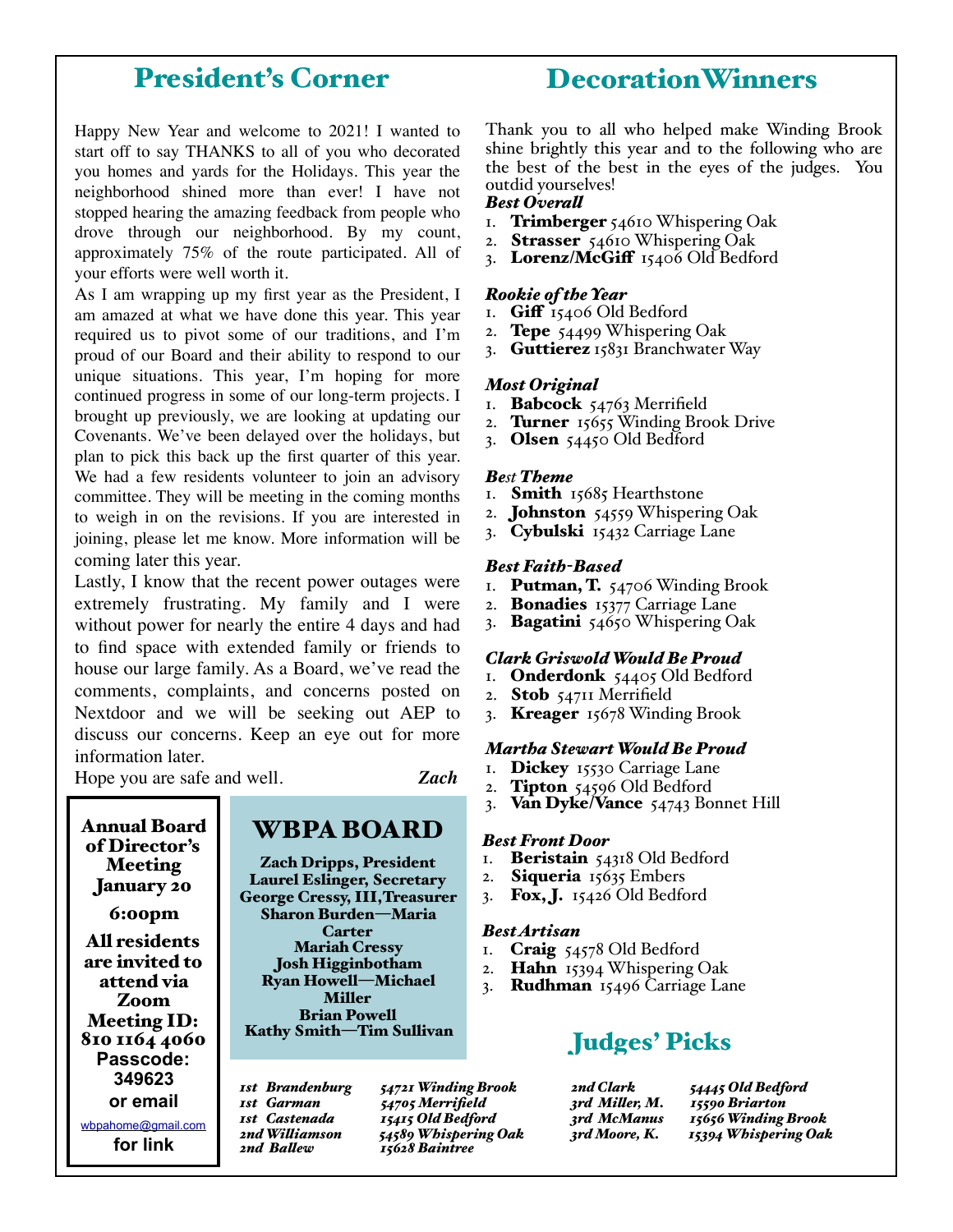## President's Corner

Happy New Year and welcome to 2021! I wanted to start off to say THANKS to all of you who decorated you homes and yards for the Holidays. This year the neighborhood shined more than ever! I have not stopped hearing the amazing feedback from people who drove through our neighborhood. By my count, approximately 75% of the route participated. All of your efforts were well worth it.

As I am wrapping up my first year as the President, I am amazed at what we have done this year. This year required us to pivot some of our traditions, and I'm proud of our Board and their ability to respond to our unique situations. This year, I'm hoping for more continued progress in some of our long-term projects. I brought up previously, we are looking at updating our Covenants. We've been delayed over the holidays, but plan to pick this back up the first quarter of this year. We had a few residents volunteer to join an advisory committee. They will be meeting in the coming months to weigh in on the revisions. If you are interested in joining, please let me know. More information will be coming later this year.

Lastly, I know that the recent power outages were extremely frustrating. My family and I were without power for nearly the entire 4 days and had to find space with extended family or friends to house our large family. As a Board, we've read the comments, complaints, and concerns posted on Nextdoor and we will be seeking out AEP to discuss our concerns. Keep an eye out for more information later.

Hope you are safe and well. *Zach*

**Annual Board of Director's Meeting January 20**

**6:00pm**

**All residents are invited to attend via Zoom**
**Meeting ID: 810 1164 4060**
**Passcode: 349623**
**or email**
wbpahome@gmail.com
**for link**

## WBPA BOARD

**Zach Dripps, President**
**Laurel Eslinger, Secretary**
**George Cressy, III, Treasurer**
**Sharon Burden—Maria Carter**
**Mariah Cressy**
**Josh Higginbotham**
**Ryan Howell—Michael Miller**
**Brian Powell**
**Kathy Smith—Tim Sullivan**

## Decoration Winners

Thank you to all who helped make Winding Brook shine brightly this year and to the following who are the best of the best in the eyes of the judges. You outdid yourselves!

***Best Overall***

1. **Trimberger** 54610 Whispering Oak
2. **Strasser** 54610 Whispering Oak
3. **Lorenz/McGiff** 15406 Old Bedford

***Rookie of the Year***

1. **Giff** 15406 Old Bedford
2. **Tepe** 54499 Whispering Oak
3. **Guttierez** 15831 Branchwater Way

***Most Original***

1. **Babcock** 54763 Merrifield
2. **Turner** 15655 Winding Brook Drive
3. **Olsen** 54450 Old Bedford

***Best Theme***

1. **Smith** 15685 Hearthstone
2. **Johnston** 54559 Whispering Oak
3. **Cybulski** 15432 Carriage Lane

***Best Faith-Based***

1. **Putman, T.** 54706 Winding Brook
2. **Bonadies** 15377 Carriage Lane
3. **Bagatini** 54650 Whispering Oak

***Clark Griswold Would Be Proud***

1. **Onderdonk** 54405 Old Bedford
2. **Stob** 54711 Merrifield
3. **Kreager** 15678 Winding Brook

***Martha Stewart Would Be Proud***

1. **Dickey** 15530 Carriage Lane
2. **Tipton** 54596 Old Bedford
3. **Van Dyke/Vance** 54743 Bonnet Hill

***Best Front Door***

1. **Beristain** 54318 Old Bedford
2. **Siqueria** 15635 Embers
3. **Fox, J.** 15426 Old Bedford

***Best Artisan***

1. **Craig** 54578 Old Bedford
2. **Hahn** 15394 Whispering Oak
3. **Rudhman** 15496 Carriage Lane

## Judges' Picks

| | |
|---|---|
| *1st Brandenburg* | *54721 Winding Brook* |
| *1st Garman* | *54705 Merrifield* |
| *1st Castenada* | *15415 Old Bedford* |
| *2nd Williamson* | *54589 Whispering Oak* |
| *2nd Ballew* | *15628 Baintree* |
| *2nd Clark* | *54445 Old Bedford* |
| *3rd Miller, M.* | *15590 Briarton* |
| *3rd McManus* | *15656 Winding Brook* |
| *3rd Moore, K.* | *15394 Whispering Oak* |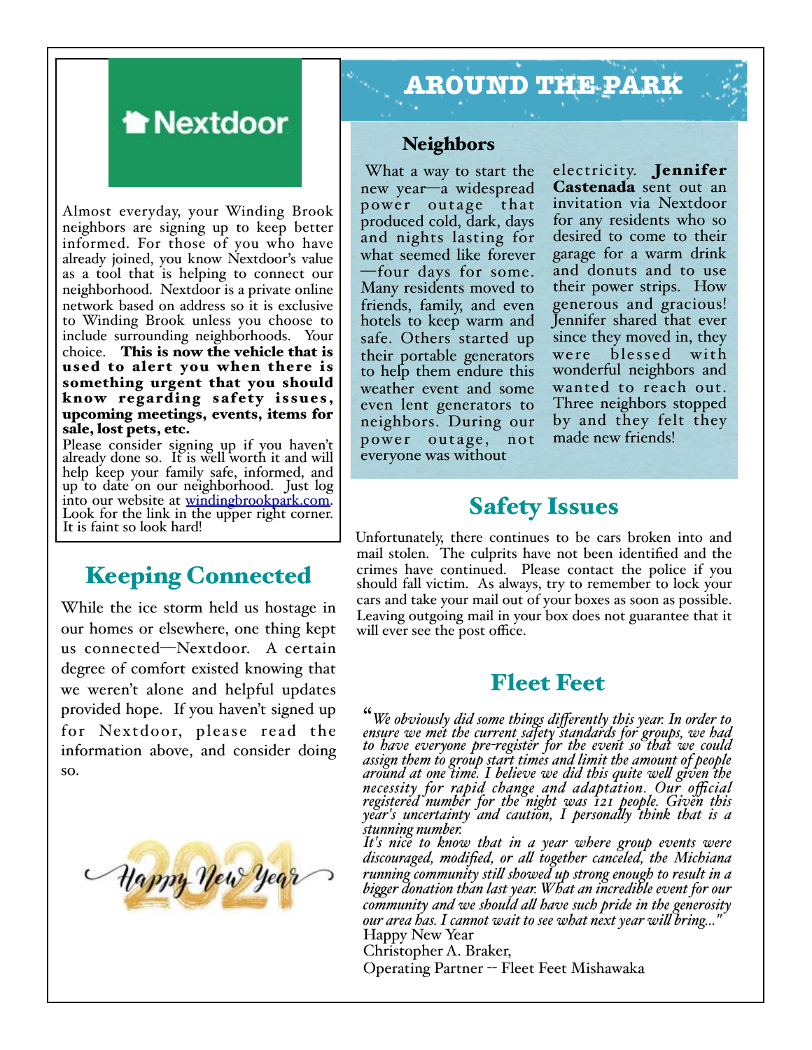Nextdoor

Almost everyday, your Winding Brook neighbors are signing up to keep better informed. For those of you who have already joined, you know Nextdoor's value as a tool that is helping to connect our neighborhood. Nextdoor is a private online network based on address so it is exclusive to Winding Brook unless you choose to include surrounding neighborhoods. Your choice. **This is now the vehicle that is used to alert you when there is something urgent that you should know regarding safety issues, upcoming meetings, events, items for sale, lost pets, etc.**

Please consider signing up if you haven't already done so. It is well worth it and will help keep your family safe, informed, and up to date on our neighborhood. Just log into our website at [windingbrookpark.com](windingbrookpark.com). Look for the link in the upper right corner. It is faint so look hard!

## Keeping Connected

While the ice storm held us hostage in our homes or elsewhere, one thing kept us connected—Nextdoor. A certain degree of comfort existed knowing that we weren't alone and helpful updates provided hope. If you haven't signed up for Nextdoor, please read the information above, and consider doing so.

Happy New Year 2021

# AROUND THE PARK

### Neighbors

What a way to start the new year—a widespread power outage that produced cold, dark, days and nights lasting for what seemed like forever—four days for some. Many residents moved to friends, family, and even hotels to keep warm and safe. Others started up their portable generators to help them endure this weather event and some even lent generators to neighbors. During our power outage, not everyone was without electricity. **Jennifer Castenada** sent out an invitation via Nextdoor for any residents who so desired to come to their garage for a warm drink and donuts and to use their power strips. How generous and gracious! Jennifer shared that ever since they moved in, they were blessed with wonderful neighbors and wanted to reach out. Three neighbors stopped by and they felt they made new friends!

## Safety Issues

Unfortunately, there continues to be cars broken into and mail stolen. The culprits have not been identified and the crimes have continued. Please contact the police if you should fall victim. As always, try to remember to lock your cars and take your mail out of your boxes as soon as possible. Leaving outgoing mail in your box does not guarantee that it will ever see the post office.

## Fleet Feet

"*We obviously did some things differently this year. In order to ensure we met the current safety standards for groups, we had to have everyone pre-register for the event so that we could assign them to group start times and limit the amount of people around at one time. I believe we did this quite well given the necessity for rapid change and adaptation. Our official registered number for the night was 121 people. Given this year's uncertainty and caution, I personally think that is a stunning number.*

*It's nice to know that in a year where group events were discouraged, modified, or all together canceled, the Michiana running community still showed up strong enough to result in a bigger donation than last year. What an incredible event for our community and we should all have such pride in the generosity our area has. I cannot wait to see what next year will bring..."*

Happy New Year
Christopher A. Braker,
Operating Partner -- Fleet Feet Mishawaka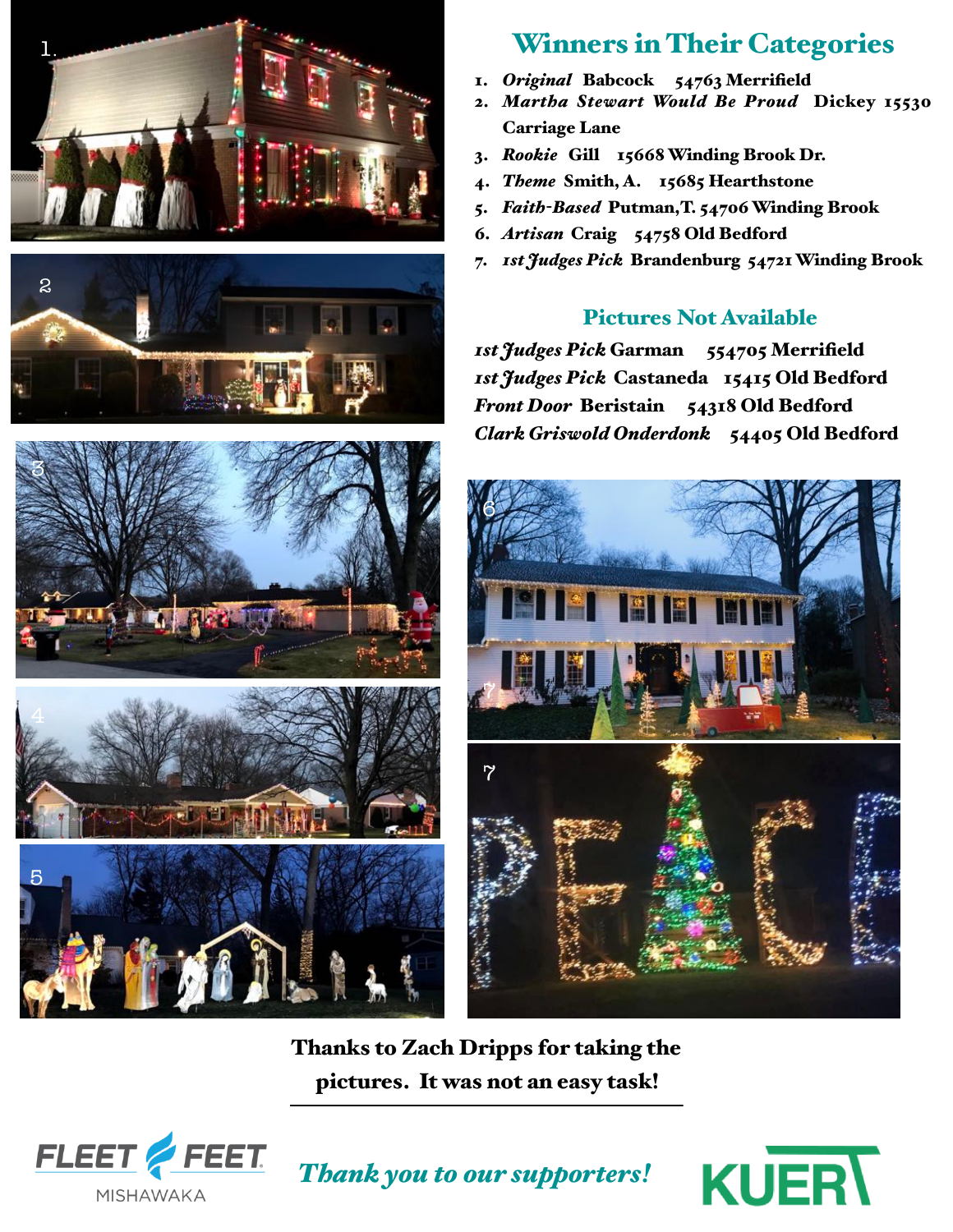## Winners in Their Categories

1. ***Original*** **Babcock 54763 Merrifield**
2. ***Martha Stewart Would Be Proud*** **Dickey 15530 Carriage Lane**
3. ***Rookie*** **Gill 15668 Winding Brook Dr.**
4. ***Theme*** **Smith, A. 15685 Hearthstone**
5. ***Faith-Based*** **Putman, T. 54706 Winding Brook**
6. ***Artisan*** **Craig 54758 Old Bedford**
7. ***1st Judges Pick*** **Brandenburg 54721 Winding Brook**

## Pictures Not Available

***1st Judges Pick*** **Garman 554705 Merrifield**
***1st Judges Pick*** **Castaneda 15415 Old Bedford**
***Front Door*** **Beristain 54318 Old Bedford**
***Clark Griswold*** **Onderdonk 54405 Old Bedford**

**Thanks to Zach Dripps for taking the pictures. It was not an easy task!**

FLEET FEET MISHAWAKA

*Thank you to our supporters!*

KUERT